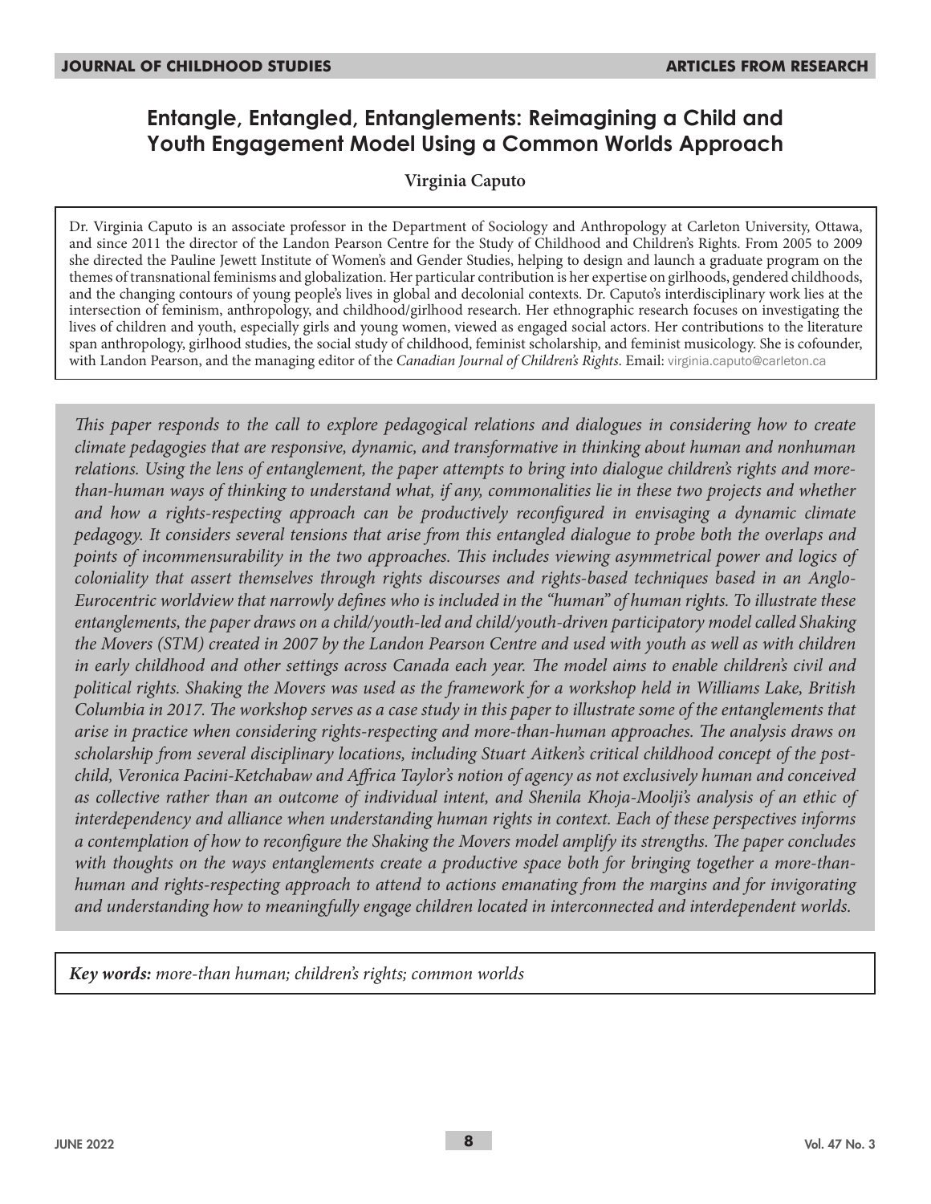# Entangle, Entangled, Entanglements: Reimagining a Child and Youth Engagement Model Using a Common Worlds Approach

**Virginia Caputo**

Dr. Virginia Caputo is an associate professor in the Department of Sociology and Anthropology at Carleton University, Ottawa, and since 2011 the director of the Landon Pearson Centre for the Study of Childhood and Children's Rights. From 2005 to 2009 she directed the Pauline Jewett Institute of Women's and Gender Studies, helping to design and launch a graduate program on the themes of transnational feminisms and globalization. Her particular contribution is her expertise on girlhoods, gendered childhoods, and the changing contours of young people's lives in global and decolonial contexts. Dr. Caputo's interdisciplinary work lies at the intersection of feminism, anthropology, and childhood/girlhood research. Her ethnographic research focuses on investigating the lives of children and youth, especially girls and young women, viewed as engaged social actors. Her contributions to the literature span anthropology, girlhood studies, the social study of childhood, feminist scholarship, and feminist musicology. She is cofounder, with Landon Pearson, and the managing editor of the *Canadian Journal of Children's Rights*. Email: virginia.caputo@carleton.ca

*This paper responds to the call to explore pedagogical relations and dialogues in considering how to create climate pedagogies that are responsive, dynamic, and transformative in thinking about human and nonhuman relations. Using the lens of entanglement, the paper attempts to bring into dialogue children's rights and more-than-human ways of thinking to understand what, if any, commonalities lie in these two projects and whether and how a rights-respecting approach can be productively reconfigured in envisaging a dynamic climate pedagogy. It considers several tensions that arise from this entangled dialogue to probe both the overlaps and points of incommensurability in the two approaches. This includes viewing asymmetrical power and logics of coloniality that assert themselves through rights discourses and rights-based techniques based in an Anglo-Eurocentric worldview that narrowly defines who is included in the "human" of human rights. To illustrate these entanglements, the paper draws on a child/youth-led and child/youth-driven participatory model called Shaking the Movers (STM) created in 2007 by the Landon Pearson Centre and used with youth as well as with children in early childhood and other settings across Canada each year. The model aims to enable children's civil and political rights. Shaking the Movers was used as the framework for a workshop held in Williams Lake, British Columbia in 2017. The workshop serves as a case study in this paper to illustrate some of the entanglements that arise in practice when considering rights-respecting and more-than-human approaches. The analysis draws on scholarship from several disciplinary locations, including Stuart Aitken's critical childhood concept of the post-child, Veronica Pacini-Ketchabaw and Affrica Taylor's notion of agency as not exclusively human and conceived as collective rather than an outcome of individual intent, and Shenila Khoja-Moolji's analysis of an ethic of interdependency and alliance when understanding human rights in context. Each of these perspectives informs a contemplation of how to reconfigure the Shaking the Movers model amplify its strengths. The paper concludes with thoughts on the ways entanglements create a productive space both for bringing together a more-than-human and rights-respecting approach to attend to actions emanating from the margins and for invigorating and understanding how to meaningfully engage children located in interconnected and interdependent worlds.*

***Key words:*** *more-than human; children's rights; common worlds*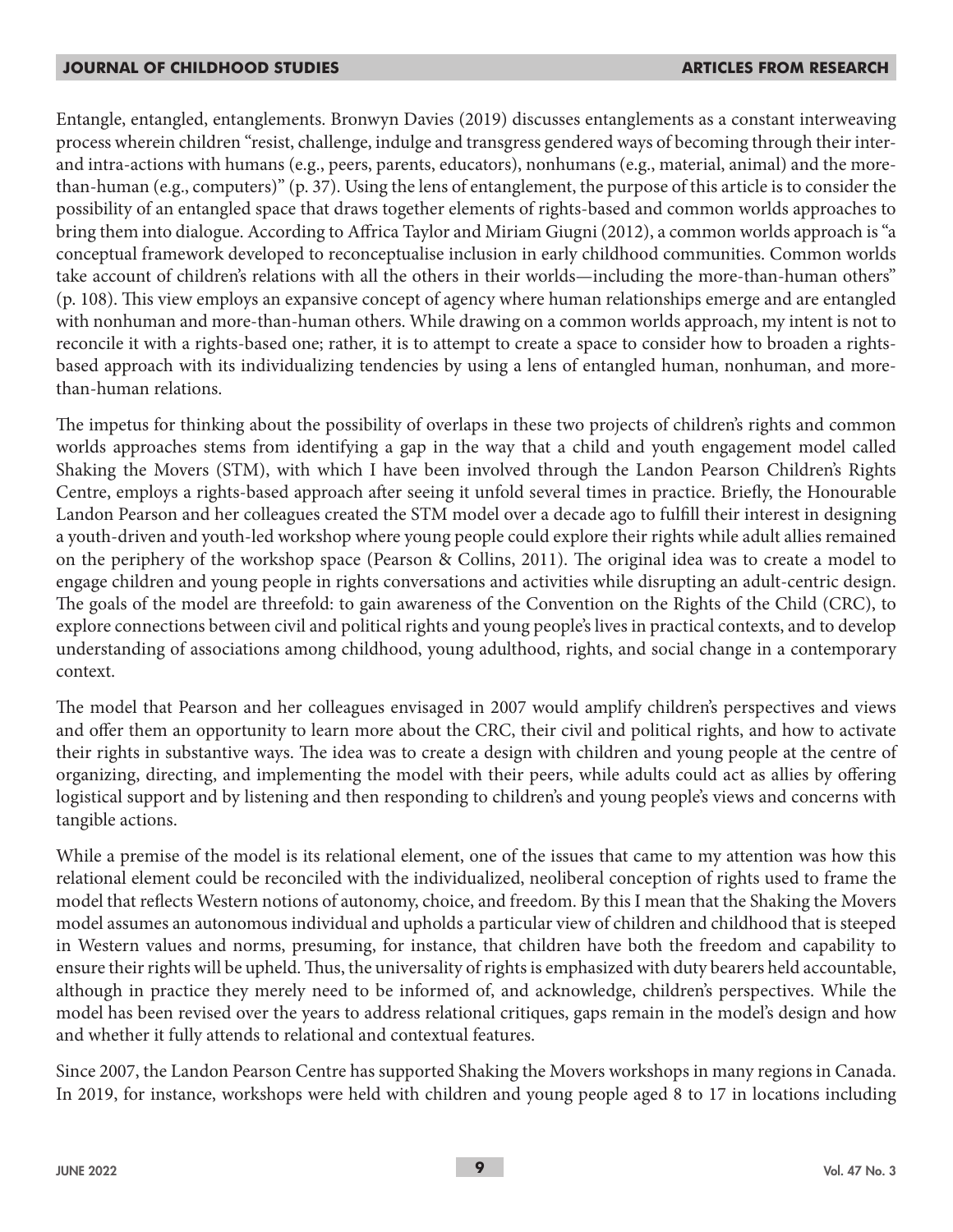Entangle, entangled, entanglements. Bronwyn Davies (2019) discusses entanglements as a constant interweaving process wherein children "resist, challenge, indulge and transgress gendered ways of becoming through their inter- and intra-actions with humans (e.g., peers, parents, educators), nonhumans (e.g., material, animal) and the more-than-human (e.g., computers)" (p. 37). Using the lens of entanglement, the purpose of this article is to consider the possibility of an entangled space that draws together elements of rights-based and common worlds approaches to bring them into dialogue. According to Affrica Taylor and Miriam Giugni (2012), a common worlds approach is "a conceptual framework developed to reconceptualise inclusion in early childhood communities. Common worlds take account of children's relations with all the others in their worlds—including the more-than-human others" (p. 108). This view employs an expansive concept of agency where human relationships emerge and are entangled with nonhuman and more-than-human others. While drawing on a common worlds approach, my intent is not to reconcile it with a rights-based one; rather, it is to attempt to create a space to consider how to broaden a rights-based approach with its individualizing tendencies by using a lens of entangled human, nonhuman, and more-than-human relations.

The impetus for thinking about the possibility of overlaps in these two projects of children's rights and common worlds approaches stems from identifying a gap in the way that a child and youth engagement model called Shaking the Movers (STM), with which I have been involved through the Landon Pearson Children's Rights Centre, employs a rights-based approach after seeing it unfold several times in practice. Briefly, the Honourable Landon Pearson and her colleagues created the STM model over a decade ago to fulfill their interest in designing a youth-driven and youth-led workshop where young people could explore their rights while adult allies remained on the periphery of the workshop space (Pearson & Collins, 2011). The original idea was to create a model to engage children and young people in rights conversations and activities while disrupting an adult-centric design. The goals of the model are threefold: to gain awareness of the Convention on the Rights of the Child (CRC), to explore connections between civil and political rights and young people's lives in practical contexts, and to develop understanding of associations among childhood, young adulthood, rights, and social change in a contemporary context.

The model that Pearson and her colleagues envisaged in 2007 would amplify children's perspectives and views and offer them an opportunity to learn more about the CRC, their civil and political rights, and how to activate their rights in substantive ways. The idea was to create a design with children and young people at the centre of organizing, directing, and implementing the model with their peers, while adults could act as allies by offering logistical support and by listening and then responding to children's and young people's views and concerns with tangible actions.

While a premise of the model is its relational element, one of the issues that came to my attention was how this relational element could be reconciled with the individualized, neoliberal conception of rights used to frame the model that reflects Western notions of autonomy, choice, and freedom. By this I mean that the Shaking the Movers model assumes an autonomous individual and upholds a particular view of children and childhood that is steeped in Western values and norms, presuming, for instance, that children have both the freedom and capability to ensure their rights will be upheld. Thus, the universality of rights is emphasized with duty bearers held accountable, although in practice they merely need to be informed of, and acknowledge, children's perspectives. While the model has been revised over the years to address relational critiques, gaps remain in the model's design and how and whether it fully attends to relational and contextual features.

Since 2007, the Landon Pearson Centre has supported Shaking the Movers workshops in many regions in Canada. In 2019, for instance, workshops were held with children and young people aged 8 to 17 in locations including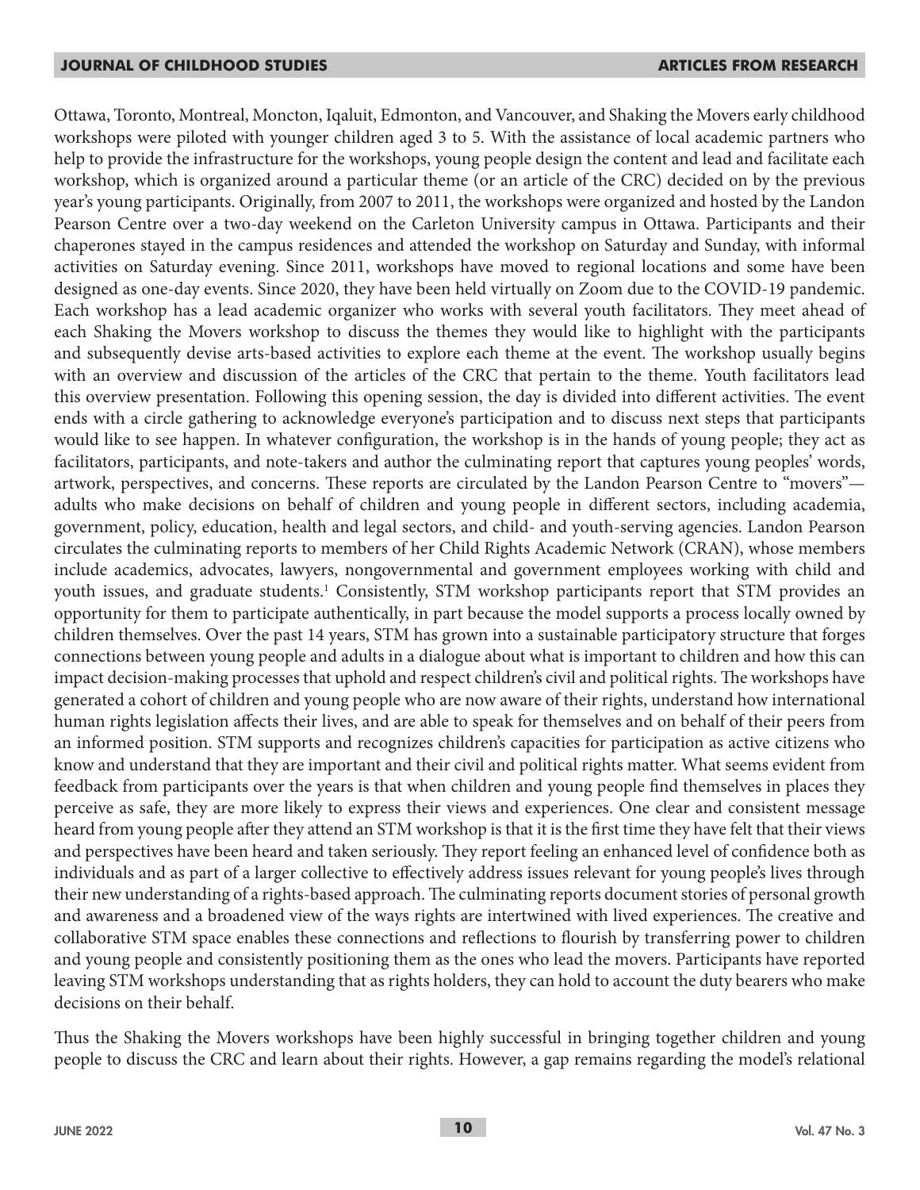Ottawa, Toronto, Montreal, Moncton, Iqaluit, Edmonton, and Vancouver, and Shaking the Movers early childhood workshops were piloted with younger children aged 3 to 5. With the assistance of local academic partners who help to provide the infrastructure for the workshops, young people design the content and lead and facilitate each workshop, which is organized around a particular theme (or an article of the CRC) decided on by the previous year's young participants. Originally, from 2007 to 2011, the workshops were organized and hosted by the Landon Pearson Centre over a two-day weekend on the Carleton University campus in Ottawa. Participants and their chaperones stayed in the campus residences and attended the workshop on Saturday and Sunday, with informal activities on Saturday evening. Since 2011, workshops have moved to regional locations and some have been designed as one-day events. Since 2020, they have been held virtually on Zoom due to the COVID-19 pandemic. Each workshop has a lead academic organizer who works with several youth facilitators. They meet ahead of each Shaking the Movers workshop to discuss the themes they would like to highlight with the participants and subsequently devise arts-based activities to explore each theme at the event. The workshop usually begins with an overview and discussion of the articles of the CRC that pertain to the theme. Youth facilitators lead this overview presentation. Following this opening session, the day is divided into different activities. The event ends with a circle gathering to acknowledge everyone's participation and to discuss next steps that participants would like to see happen. In whatever configuration, the workshop is in the hands of young people; they act as facilitators, participants, and note-takers and author the culminating report that captures young peoples' words, artwork, perspectives, and concerns. These reports are circulated by the Landon Pearson Centre to "movers"—adults who make decisions on behalf of children and young people in different sectors, including academia, government, policy, education, health and legal sectors, and child- and youth-serving agencies. Landon Pearson circulates the culminating reports to members of her Child Rights Academic Network (CRAN), whose members include academics, advocates, lawyers, nongovernmental and government employees working with child and youth issues, and graduate students.[1] Consistently, STM workshop participants report that STM provides an opportunity for them to participate authentically, in part because the model supports a process locally owned by children themselves. Over the past 14 years, STM has grown into a sustainable participatory structure that forges connections between young people and adults in a dialogue about what is important to children and how this can impact decision-making processes that uphold and respect children's civil and political rights. The workshops have generated a cohort of children and young people who are now aware of their rights, understand how international human rights legislation affects their lives, and are able to speak for themselves and on behalf of their peers from an informed position. STM supports and recognizes children's capacities for participation as active citizens who know and understand that they are important and their civil and political rights matter. What seems evident from feedback from participants over the years is that when children and young people find themselves in places they perceive as safe, they are more likely to express their views and experiences. One clear and consistent message heard from young people after they attend an STM workshop is that it is the first time they have felt that their views and perspectives have been heard and taken seriously. They report feeling an enhanced level of confidence both as individuals and as part of a larger collective to effectively address issues relevant for young people's lives through their new understanding of a rights-based approach. The culminating reports document stories of personal growth and awareness and a broadened view of the ways rights are intertwined with lived experiences. The creative and collaborative STM space enables these connections and reflections to flourish by transferring power to children and young people and consistently positioning them as the ones who lead the movers. Participants have reported leaving STM workshops understanding that as rights holders, they can hold to account the duty bearers who make decisions on their behalf.

Thus the Shaking the Movers workshops have been highly successful in bringing together children and young people to discuss the CRC and learn about their rights. However, a gap remains regarding the model's relational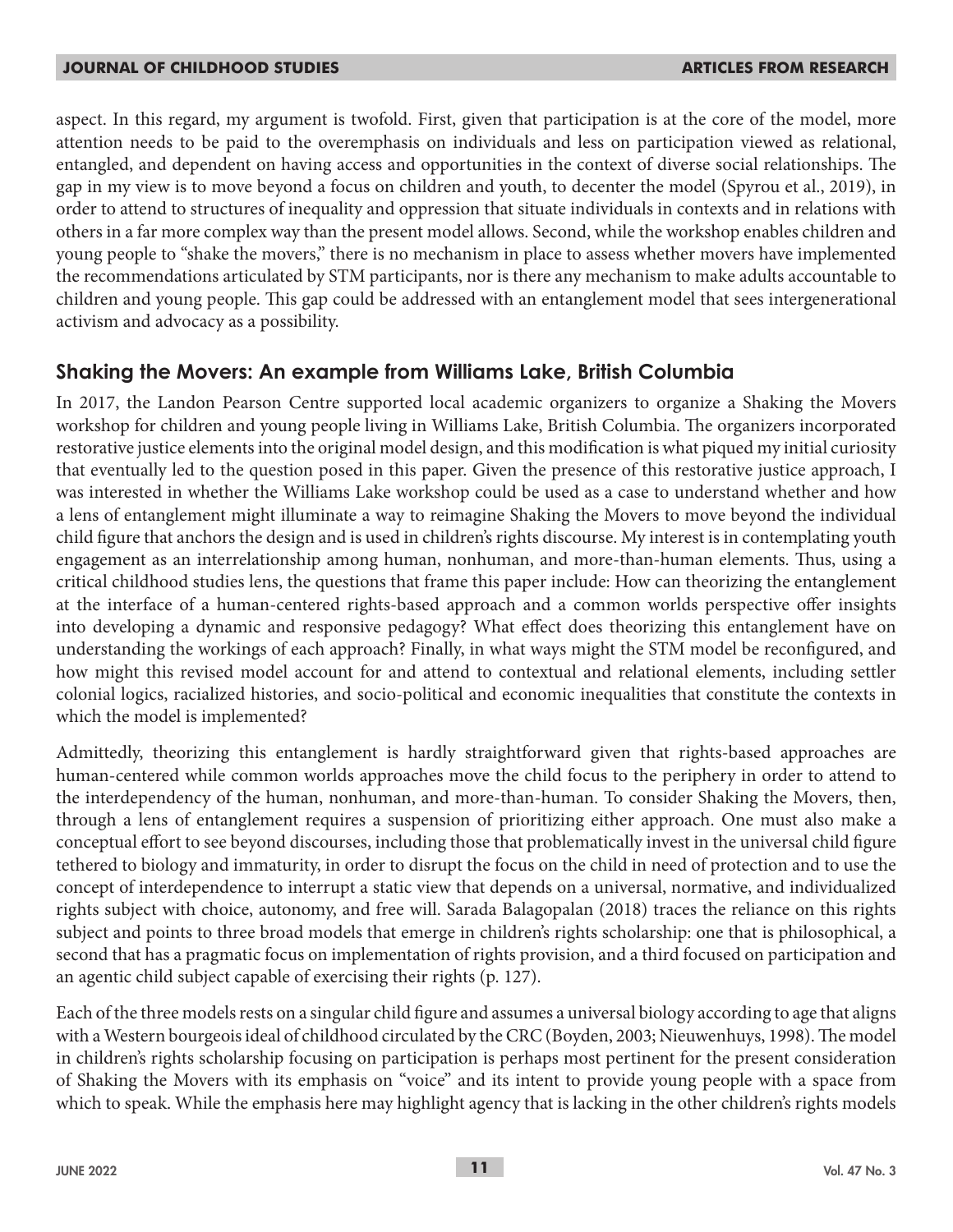aspect. In this regard, my argument is twofold. First, given that participation is at the core of the model, more attention needs to be paid to the overemphasis on individuals and less on participation viewed as relational, entangled, and dependent on having access and opportunities in the context of diverse social relationships. The gap in my view is to move beyond a focus on children and youth, to decenter the model (Spyrou et al., 2019), in order to attend to structures of inequality and oppression that situate individuals in contexts and in relations with others in a far more complex way than the present model allows. Second, while the workshop enables children and young people to "shake the movers," there is no mechanism in place to assess whether movers have implemented the recommendations articulated by STM participants, nor is there any mechanism to make adults accountable to children and young people. This gap could be addressed with an entanglement model that sees intergenerational activism and advocacy as a possibility.

## Shaking the Movers: An example from Williams Lake, British Columbia

In 2017, the Landon Pearson Centre supported local academic organizers to organize a Shaking the Movers workshop for children and young people living in Williams Lake, British Columbia. The organizers incorporated restorative justice elements into the original model design, and this modification is what piqued my initial curiosity that eventually led to the question posed in this paper. Given the presence of this restorative justice approach, I was interested in whether the Williams Lake workshop could be used as a case to understand whether and how a lens of entanglement might illuminate a way to reimagine Shaking the Movers to move beyond the individual child figure that anchors the design and is used in children's rights discourse. My interest is in contemplating youth engagement as an interrelationship among human, nonhuman, and more-than-human elements. Thus, using a critical childhood studies lens, the questions that frame this paper include: How can theorizing the entanglement at the interface of a human-centered rights-based approach and a common worlds perspective offer insights into developing a dynamic and responsive pedagogy? What effect does theorizing this entanglement have on understanding the workings of each approach? Finally, in what ways might the STM model be reconfigured, and how might this revised model account for and attend to contextual and relational elements, including settler colonial logics, racialized histories, and socio-political and economic inequalities that constitute the contexts in which the model is implemented?

Admittedly, theorizing this entanglement is hardly straightforward given that rights-based approaches are human-centered while common worlds approaches move the child focus to the periphery in order to attend to the interdependency of the human, nonhuman, and more-than-human. To consider Shaking the Movers, then, through a lens of entanglement requires a suspension of prioritizing either approach. One must also make a conceptual effort to see beyond discourses, including those that problematically invest in the universal child figure tethered to biology and immaturity, in order to disrupt the focus on the child in need of protection and to use the concept of interdependence to interrupt a static view that depends on a universal, normative, and individualized rights subject with choice, autonomy, and free will. Sarada Balagopalan (2018) traces the reliance on this rights subject and points to three broad models that emerge in children's rights scholarship: one that is philosophical, a second that has a pragmatic focus on implementation of rights provision, and a third focused on participation and an agentic child subject capable of exercising their rights (p. 127).

Each of the three models rests on a singular child figure and assumes a universal biology according to age that aligns with a Western bourgeois ideal of childhood circulated by the CRC (Boyden, 2003; Nieuwenhuys, 1998). The model in children's rights scholarship focusing on participation is perhaps most pertinent for the present consideration of Shaking the Movers with its emphasis on "voice" and its intent to provide young people with a space from which to speak. While the emphasis here may highlight agency that is lacking in the other children's rights models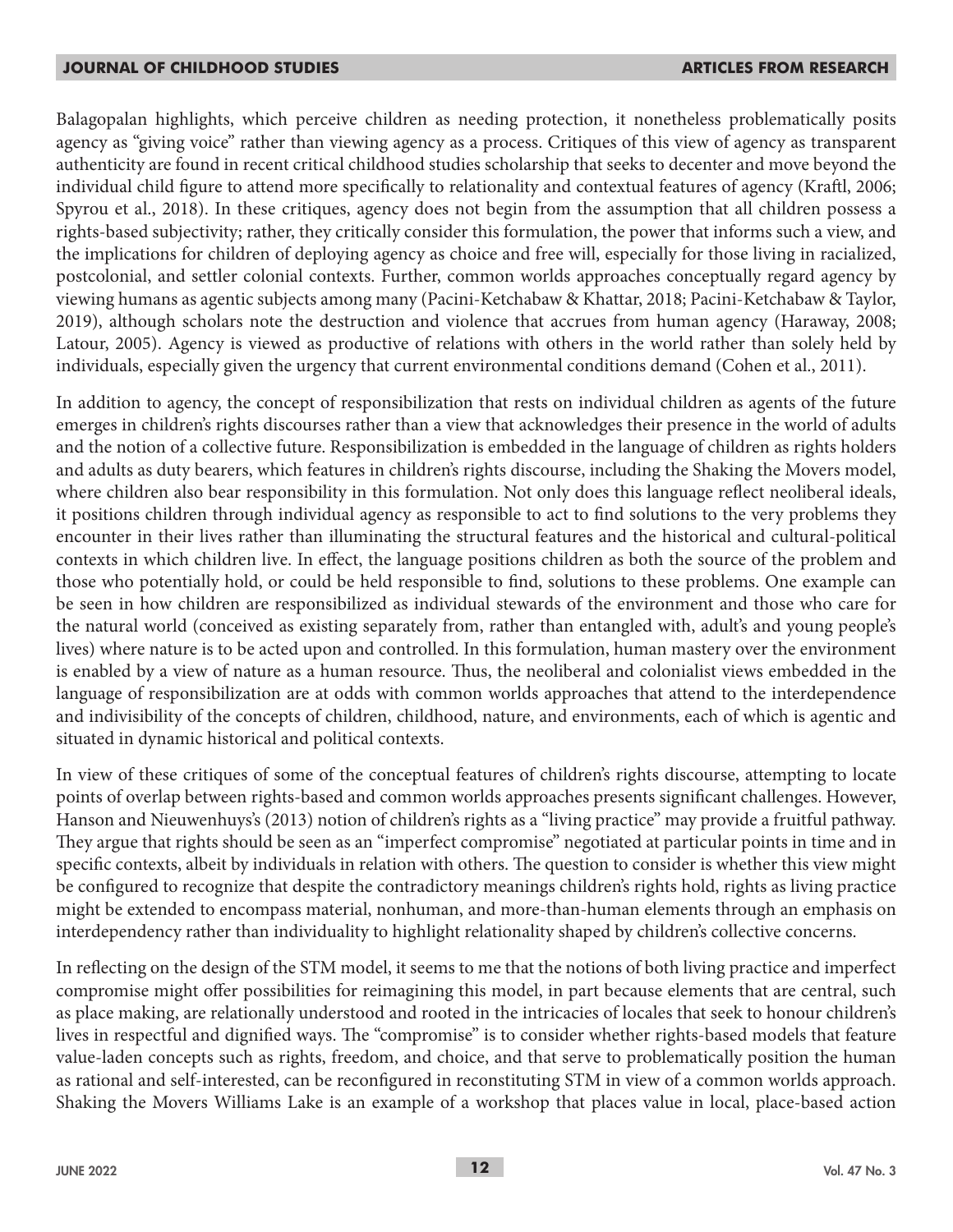Balagopalan highlights, which perceive children as needing protection, it nonetheless problematically posits agency as "giving voice" rather than viewing agency as a process. Critiques of this view of agency as transparent authenticity are found in recent critical childhood studies scholarship that seeks to decenter and move beyond the individual child figure to attend more specifically to relationality and contextual features of agency (Kraftl, 2006; Spyrou et al., 2018). In these critiques, agency does not begin from the assumption that all children possess a rights-based subjectivity; rather, they critically consider this formulation, the power that informs such a view, and the implications for children of deploying agency as choice and free will, especially for those living in racialized, postcolonial, and settler colonial contexts. Further, common worlds approaches conceptually regard agency by viewing humans as agentic subjects among many (Pacini-Ketchabaw & Khattar, 2018; Pacini-Ketchabaw & Taylor, 2019), although scholars note the destruction and violence that accrues from human agency (Haraway, 2008; Latour, 2005). Agency is viewed as productive of relations with others in the world rather than solely held by individuals, especially given the urgency that current environmental conditions demand (Cohen et al., 2011).

In addition to agency, the concept of responsibilization that rests on individual children as agents of the future emerges in children's rights discourses rather than a view that acknowledges their presence in the world of adults and the notion of a collective future. Responsibilization is embedded in the language of children as rights holders and adults as duty bearers, which features in children's rights discourse, including the Shaking the Movers model, where children also bear responsibility in this formulation. Not only does this language reflect neoliberal ideals, it positions children through individual agency as responsible to act to find solutions to the very problems they encounter in their lives rather than illuminating the structural features and the historical and cultural-political contexts in which children live. In effect, the language positions children as both the source of the problem and those who potentially hold, or could be held responsible to find, solutions to these problems. One example can be seen in how children are responsibilized as individual stewards of the environment and those who care for the natural world (conceived as existing separately from, rather than entangled with, adult's and young people's lives) where nature is to be acted upon and controlled. In this formulation, human mastery over the environment is enabled by a view of nature as a human resource. Thus, the neoliberal and colonialist views embedded in the language of responsibilization are at odds with common worlds approaches that attend to the interdependence and indivisibility of the concepts of children, childhood, nature, and environments, each of which is agentic and situated in dynamic historical and political contexts.

In view of these critiques of some of the conceptual features of children's rights discourse, attempting to locate points of overlap between rights-based and common worlds approaches presents significant challenges. However, Hanson and Nieuwenhuys's (2013) notion of children's rights as a "living practice" may provide a fruitful pathway. They argue that rights should be seen as an "imperfect compromise" negotiated at particular points in time and in specific contexts, albeit by individuals in relation with others. The question to consider is whether this view might be configured to recognize that despite the contradictory meanings children's rights hold, rights as living practice might be extended to encompass material, nonhuman, and more-than-human elements through an emphasis on interdependency rather than individuality to highlight relationality shaped by children's collective concerns.

In reflecting on the design of the STM model, it seems to me that the notions of both living practice and imperfect compromise might offer possibilities for reimagining this model, in part because elements that are central, such as place making, are relationally understood and rooted in the intricacies of locales that seek to honour children's lives in respectful and dignified ways. The "compromise" is to consider whether rights-based models that feature value-laden concepts such as rights, freedom, and choice, and that serve to problematically position the human as rational and self-interested, can be reconfigured in reconstituting STM in view of a common worlds approach. Shaking the Movers Williams Lake is an example of a workshop that places value in local, place-based action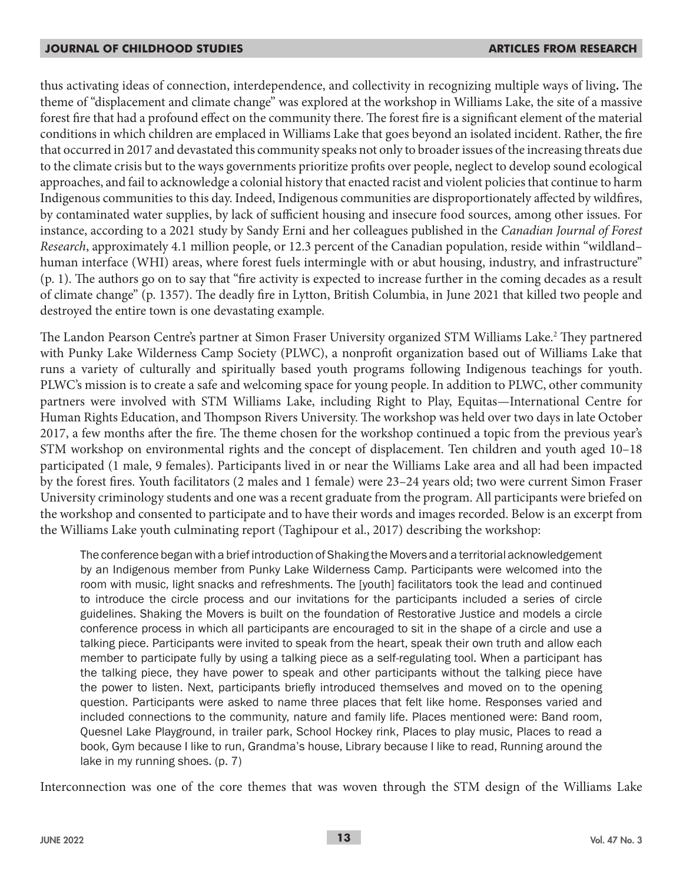thus activating ideas of connection, interdependence, and collectivity in recognizing multiple ways of living**.** The theme of "displacement and climate change" was explored at the workshop in Williams Lake, the site of a massive forest fire that had a profound effect on the community there. The forest fire is a significant element of the material conditions in which children are emplaced in Williams Lake that goes beyond an isolated incident. Rather, the fire that occurred in 2017 and devastated this community speaks not only to broader issues of the increasing threats due to the climate crisis but to the ways governments prioritize profits over people, neglect to develop sound ecological approaches, and fail to acknowledge a colonial history that enacted racist and violent policies that continue to harm Indigenous communities to this day. Indeed, Indigenous communities are disproportionately affected by wildfires, by contaminated water supplies, by lack of sufficient housing and insecure food sources, among other issues. For instance, according to a 2021 study by Sandy Erni and her colleagues published in the *Canadian Journal of Forest Research*, approximately 4.1 million people, or 12.3 percent of the Canadian population, reside within "wildland–human interface (WHI) areas, where forest fuels intermingle with or abut housing, industry, and infrastructure" (p. 1). The authors go on to say that "fire activity is expected to increase further in the coming decades as a result of climate change" (p. 1357). The deadly fire in Lytton, British Columbia, in June 2021 that killed two people and destroyed the entire town is one devastating example.

The Landon Pearson Centre's partner at Simon Fraser University organized STM Williams Lake.[2] They partnered with Punky Lake Wilderness Camp Society (PLWC), a nonprofit organization based out of Williams Lake that runs a variety of culturally and spiritually based youth programs following Indigenous teachings for youth. PLWC's mission is to create a safe and welcoming space for young people. In addition to PLWC, other community partners were involved with STM Williams Lake, including Right to Play, Equitas—International Centre for Human Rights Education, and Thompson Rivers University. The workshop was held over two days in late October 2017, a few months after the fire. The theme chosen for the workshop continued a topic from the previous year's STM workshop on environmental rights and the concept of displacement. Ten children and youth aged 10–18 participated (1 male, 9 females). Participants lived in or near the Williams Lake area and all had been impacted by the forest fires. Youth facilitators (2 males and 1 female) were 23–24 years old; two were current Simon Fraser University criminology students and one was a recent graduate from the program. All participants were briefed on the workshop and consented to participate and to have their words and images recorded. Below is an excerpt from the Williams Lake youth culminating report (Taghipour et al., 2017) describing the workshop:

> The conference began with a brief introduction of Shaking the Movers and a territorial acknowledgement by an Indigenous member from Punky Lake Wilderness Camp. Participants were welcomed into the room with music, light snacks and refreshments. The [youth] facilitators took the lead and continued to introduce the circle process and our invitations for the participants included a series of circle guidelines. Shaking the Movers is built on the foundation of Restorative Justice and models a circle conference process in which all participants are encouraged to sit in the shape of a circle and use a talking piece. Participants were invited to speak from the heart, speak their own truth and allow each member to participate fully by using a talking piece as a self-regulating tool. When a participant has the talking piece, they have power to speak and other participants without the talking piece have the power to listen. Next, participants briefly introduced themselves and moved on to the opening question. Participants were asked to name three places that felt like home. Responses varied and included connections to the community, nature and family life. Places mentioned were: Band room, Quesnel Lake Playground, in trailer park, School Hockey rink, Places to play music, Places to read a book, Gym because I like to run, Grandma's house, Library because I like to read, Running around the lake in my running shoes. (p. 7)

Interconnection was one of the core themes that was woven through the STM design of the Williams Lake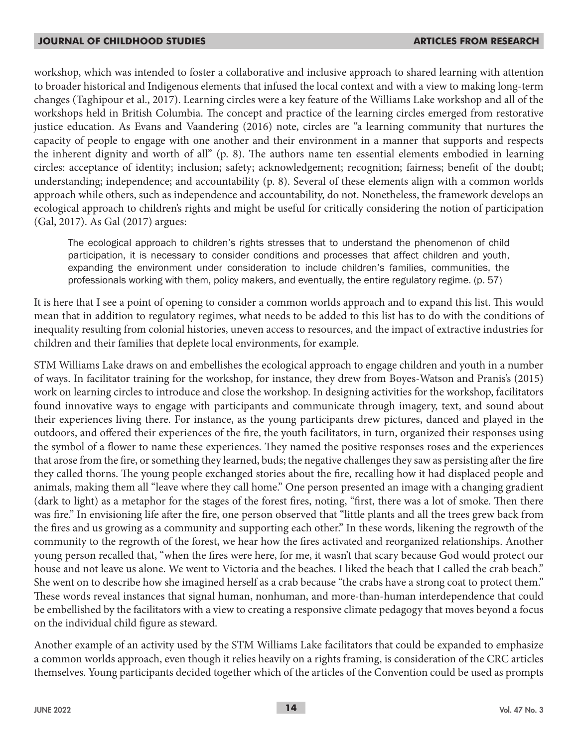workshop, which was intended to foster a collaborative and inclusive approach to shared learning with attention to broader historical and Indigenous elements that infused the local context and with a view to making long-term changes (Taghipour et al., 2017). Learning circles were a key feature of the Williams Lake workshop and all of the workshops held in British Columbia. The concept and practice of the learning circles emerged from restorative justice education. As Evans and Vaandering (2016) note, circles are "a learning community that nurtures the capacity of people to engage with one another and their environment in a manner that supports and respects the inherent dignity and worth of all" (p. 8). The authors name ten essential elements embodied in learning circles: acceptance of identity; inclusion; safety; acknowledgement; recognition; fairness; benefit of the doubt; understanding; independence; and accountability (p. 8). Several of these elements align with a common worlds approach while others, such as independence and accountability, do not. Nonetheless, the framework develops an ecological approach to children's rights and might be useful for critically considering the notion of participation (Gal, 2017). As Gal (2017) argues:

> The ecological approach to children's rights stresses that to understand the phenomenon of child participation, it is necessary to consider conditions and processes that affect children and youth, expanding the environment under consideration to include children's families, communities, the professionals working with them, policy makers, and eventually, the entire regulatory regime. (p. 57)

It is here that I see a point of opening to consider a common worlds approach and to expand this list. This would mean that in addition to regulatory regimes, what needs to be added to this list has to do with the conditions of inequality resulting from colonial histories, uneven access to resources, and the impact of extractive industries for children and their families that deplete local environments, for example.

STM Williams Lake draws on and embellishes the ecological approach to engage children and youth in a number of ways. In facilitator training for the workshop, for instance, they drew from Boyes-Watson and Pranis's (2015) work on learning circles to introduce and close the workshop. In designing activities for the workshop, facilitators found innovative ways to engage with participants and communicate through imagery, text, and sound about their experiences living there. For instance, as the young participants drew pictures, danced and played in the outdoors, and offered their experiences of the fire, the youth facilitators, in turn, organized their responses using the symbol of a flower to name these experiences. They named the positive responses roses and the experiences that arose from the fire, or something they learned, buds; the negative challenges they saw as persisting after the fire they called thorns. The young people exchanged stories about the fire, recalling how it had displaced people and animals, making them all "leave where they call home." One person presented an image with a changing gradient (dark to light) as a metaphor for the stages of the forest fires, noting, "first, there was a lot of smoke. Then there was fire." In envisioning life after the fire, one person observed that "little plants and all the trees grew back from the fires and us growing as a community and supporting each other." In these words, likening the regrowth of the community to the regrowth of the forest, we hear how the fires activated and reorganized relationships. Another young person recalled that, "when the fires were here, for me, it wasn't that scary because God would protect our house and not leave us alone. We went to Victoria and the beaches. I liked the beach that I called the crab beach." She went on to describe how she imagined herself as a crab because "the crabs have a strong coat to protect them." These words reveal instances that signal human, nonhuman, and more-than-human interdependence that could be embellished by the facilitators with a view to creating a responsive climate pedagogy that moves beyond a focus on the individual child figure as steward.

Another example of an activity used by the STM Williams Lake facilitators that could be expanded to emphasize a common worlds approach, even though it relies heavily on a rights framing, is consideration of the CRC articles themselves. Young participants decided together which of the articles of the Convention could be used as prompts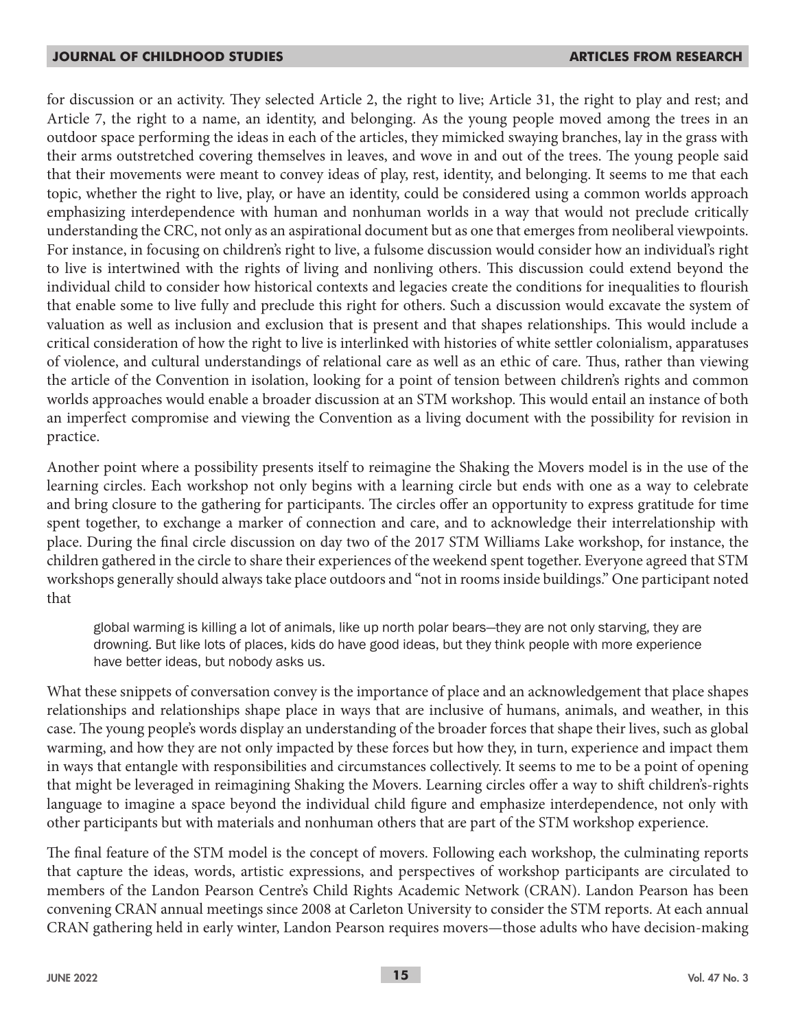for discussion or an activity. They selected Article 2, the right to live; Article 31, the right to play and rest; and Article 7, the right to a name, an identity, and belonging. As the young people moved among the trees in an outdoor space performing the ideas in each of the articles, they mimicked swaying branches, lay in the grass with their arms outstretched covering themselves in leaves, and wove in and out of the trees. The young people said that their movements were meant to convey ideas of play, rest, identity, and belonging. It seems to me that each topic, whether the right to live, play, or have an identity, could be considered using a common worlds approach emphasizing interdependence with human and nonhuman worlds in a way that would not preclude critically understanding the CRC, not only as an aspirational document but as one that emerges from neoliberal viewpoints. For instance, in focusing on children's right to live, a fulsome discussion would consider how an individual's right to live is intertwined with the rights of living and nonliving others. This discussion could extend beyond the individual child to consider how historical contexts and legacies create the conditions for inequalities to flourish that enable some to live fully and preclude this right for others. Such a discussion would excavate the system of valuation as well as inclusion and exclusion that is present and that shapes relationships. This would include a critical consideration of how the right to live is interlinked with histories of white settler colonialism, apparatuses of violence, and cultural understandings of relational care as well as an ethic of care. Thus, rather than viewing the article of the Convention in isolation, looking for a point of tension between children's rights and common worlds approaches would enable a broader discussion at an STM workshop. This would entail an instance of both an imperfect compromise and viewing the Convention as a living document with the possibility for revision in practice.

Another point where a possibility presents itself to reimagine the Shaking the Movers model is in the use of the learning circles. Each workshop not only begins with a learning circle but ends with one as a way to celebrate and bring closure to the gathering for participants. The circles offer an opportunity to express gratitude for time spent together, to exchange a marker of connection and care, and to acknowledge their interrelationship with place. During the final circle discussion on day two of the 2017 STM Williams Lake workshop, for instance, the children gathered in the circle to share their experiences of the weekend spent together. Everyone agreed that STM workshops generally should always take place outdoors and "not in rooms inside buildings." One participant noted that

> global warming is killing a lot of animals, like up north polar bears—they are not only starving, they are drowning. But like lots of places, kids do have good ideas, but they think people with more experience have better ideas, but nobody asks us.

What these snippets of conversation convey is the importance of place and an acknowledgement that place shapes relationships and relationships shape place in ways that are inclusive of humans, animals, and weather, in this case. The young people's words display an understanding of the broader forces that shape their lives, such as global warming, and how they are not only impacted by these forces but how they, in turn, experience and impact them in ways that entangle with responsibilities and circumstances collectively. It seems to me to be a point of opening that might be leveraged in reimagining Shaking the Movers. Learning circles offer a way to shift children's-rights language to imagine a space beyond the individual child figure and emphasize interdependence, not only with other participants but with materials and nonhuman others that are part of the STM workshop experience.

The final feature of the STM model is the concept of movers. Following each workshop, the culminating reports that capture the ideas, words, artistic expressions, and perspectives of workshop participants are circulated to members of the Landon Pearson Centre's Child Rights Academic Network (CRAN). Landon Pearson has been convening CRAN annual meetings since 2008 at Carleton University to consider the STM reports. At each annual CRAN gathering held in early winter, Landon Pearson requires movers—those adults who have decision-making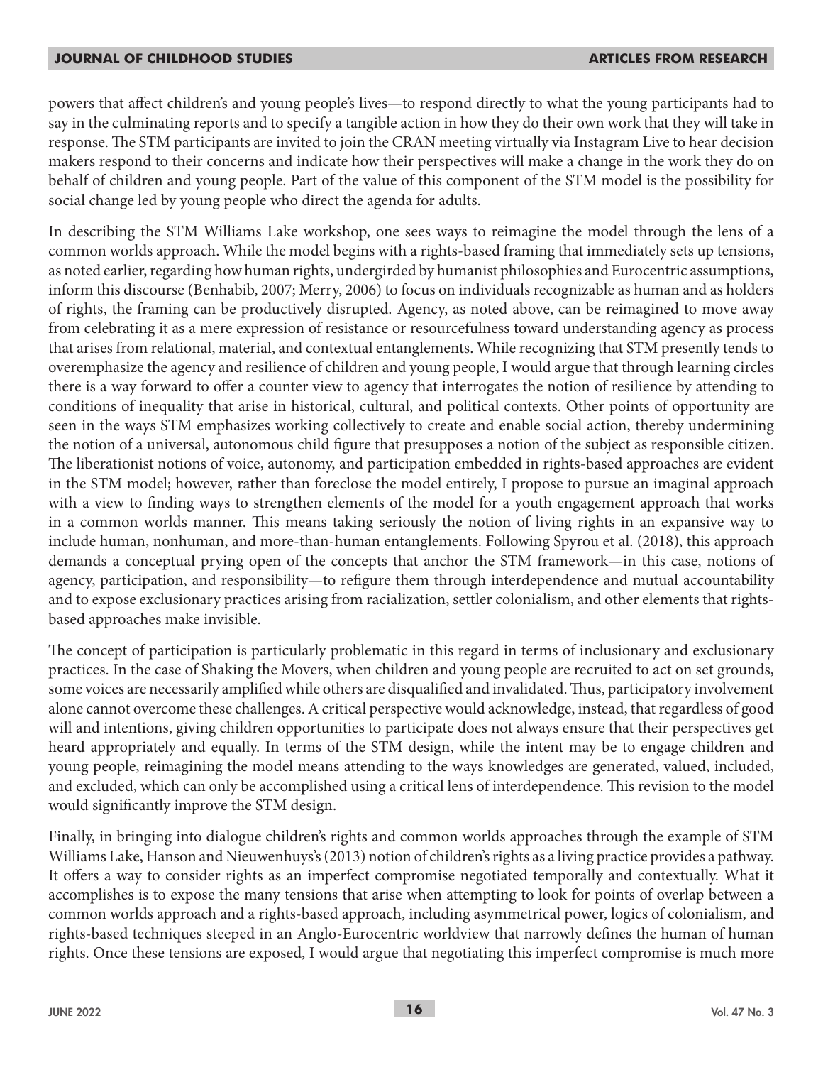powers that affect children's and young people's lives—to respond directly to what the young participants had to say in the culminating reports and to specify a tangible action in how they do their own work that they will take in response. The STM participants are invited to join the CRAN meeting virtually via Instagram Live to hear decision makers respond to their concerns and indicate how their perspectives will make a change in the work they do on behalf of children and young people. Part of the value of this component of the STM model is the possibility for social change led by young people who direct the agenda for adults.

In describing the STM Williams Lake workshop, one sees ways to reimagine the model through the lens of a common worlds approach. While the model begins with a rights-based framing that immediately sets up tensions, as noted earlier, regarding how human rights, undergirded by humanist philosophies and Eurocentric assumptions, inform this discourse (Benhabib, 2007; Merry, 2006) to focus on individuals recognizable as human and as holders of rights, the framing can be productively disrupted. Agency, as noted above, can be reimagined to move away from celebrating it as a mere expression of resistance or resourcefulness toward understanding agency as process that arises from relational, material, and contextual entanglements. While recognizing that STM presently tends to overemphasize the agency and resilience of children and young people, I would argue that through learning circles there is a way forward to offer a counter view to agency that interrogates the notion of resilience by attending to conditions of inequality that arise in historical, cultural, and political contexts. Other points of opportunity are seen in the ways STM emphasizes working collectively to create and enable social action, thereby undermining the notion of a universal, autonomous child figure that presupposes a notion of the subject as responsible citizen. The liberationist notions of voice, autonomy, and participation embedded in rights-based approaches are evident in the STM model; however, rather than foreclose the model entirely, I propose to pursue an imaginal approach with a view to finding ways to strengthen elements of the model for a youth engagement approach that works in a common worlds manner. This means taking seriously the notion of living rights in an expansive way to include human, nonhuman, and more-than-human entanglements. Following Spyrou et al. (2018), this approach demands a conceptual prying open of the concepts that anchor the STM framework—in this case, notions of agency, participation, and responsibility—to refigure them through interdependence and mutual accountability and to expose exclusionary practices arising from racialization, settler colonialism, and other elements that rights-based approaches make invisible.

The concept of participation is particularly problematic in this regard in terms of inclusionary and exclusionary practices. In the case of Shaking the Movers, when children and young people are recruited to act on set grounds, some voices are necessarily amplified while others are disqualified and invalidated. Thus, participatory involvement alone cannot overcome these challenges. A critical perspective would acknowledge, instead, that regardless of good will and intentions, giving children opportunities to participate does not always ensure that their perspectives get heard appropriately and equally. In terms of the STM design, while the intent may be to engage children and young people, reimagining the model means attending to the ways knowledges are generated, valued, included, and excluded, which can only be accomplished using a critical lens of interdependence. This revision to the model would significantly improve the STM design.

Finally, in bringing into dialogue children's rights and common worlds approaches through the example of STM Williams Lake, Hanson and Nieuwenhuys's (2013) notion of children's rights as a living practice provides a pathway. It offers a way to consider rights as an imperfect compromise negotiated temporally and contextually. What it accomplishes is to expose the many tensions that arise when attempting to look for points of overlap between a common worlds approach and a rights-based approach, including asymmetrical power, logics of colonialism, and rights-based techniques steeped in an Anglo-Eurocentric worldview that narrowly defines the human of human rights. Once these tensions are exposed, I would argue that negotiating this imperfect compromise is much more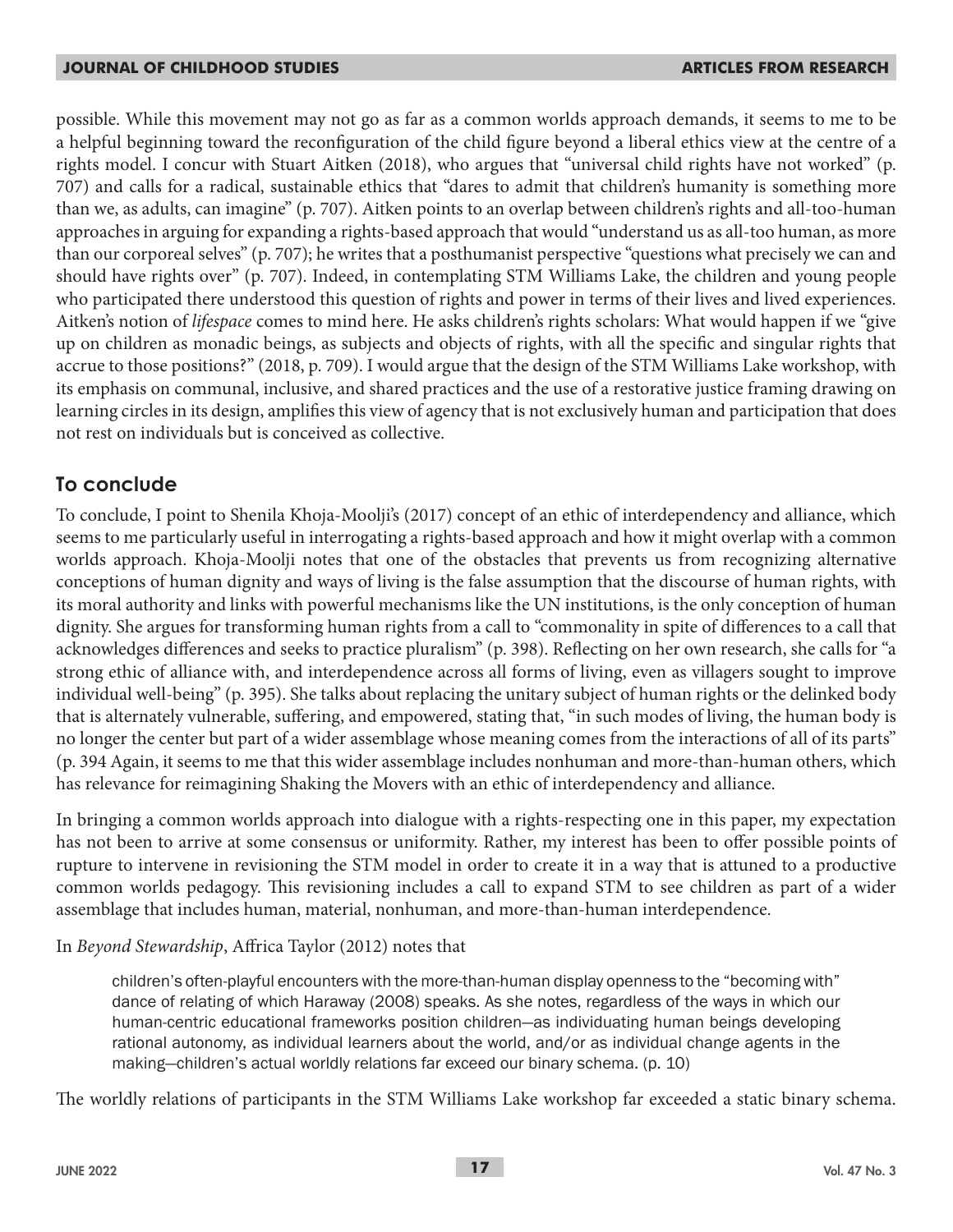possible. While this movement may not go as far as a common worlds approach demands, it seems to me to be a helpful beginning toward the reconfiguration of the child figure beyond a liberal ethics view at the centre of a rights model. I concur with Stuart Aitken (2018), who argues that "universal child rights have not worked" (p. 707) and calls for a radical, sustainable ethics that "dares to admit that children's humanity is something more than we, as adults, can imagine" (p. 707). Aitken points to an overlap between children's rights and all-too-human approaches in arguing for expanding a rights-based approach that would "understand us as all-too human, as more than our corporeal selves" (p. 707); he writes that a posthumanist perspective "questions what precisely we can and should have rights over" (p. 707). Indeed, in contemplating STM Williams Lake, the children and young people who participated there understood this question of rights and power in terms of their lives and lived experiences. Aitken's notion of *lifespace* comes to mind here. He asks children's rights scholars: What would happen if we "give up on children as monadic beings, as subjects and objects of rights, with all the specific and singular rights that accrue to those positions?" (2018, p. 709). I would argue that the design of the STM Williams Lake workshop, with its emphasis on communal, inclusive, and shared practices and the use of a restorative justice framing drawing on learning circles in its design, amplifies this view of agency that is not exclusively human and participation that does not rest on individuals but is conceived as collective.

## To conclude

To conclude, I point to Shenila Khoja-Moolji's (2017) concept of an ethic of interdependency and alliance, which seems to me particularly useful in interrogating a rights-based approach and how it might overlap with a common worlds approach. Khoja-Moolji notes that one of the obstacles that prevents us from recognizing alternative conceptions of human dignity and ways of living is the false assumption that the discourse of human rights, with its moral authority and links with powerful mechanisms like the UN institutions, is the only conception of human dignity. She argues for transforming human rights from a call to "commonality in spite of differences to a call that acknowledges differences and seeks to practice pluralism" (p. 398). Reflecting on her own research, she calls for "a strong ethic of alliance with, and interdependence across all forms of living, even as villagers sought to improve individual well-being" (p. 395). She talks about replacing the unitary subject of human rights or the delinked body that is alternately vulnerable, suffering, and empowered, stating that, "in such modes of living, the human body is no longer the center but part of a wider assemblage whose meaning comes from the interactions of all of its parts" (p. 394 Again, it seems to me that this wider assemblage includes nonhuman and more-than-human others, which has relevance for reimagining Shaking the Movers with an ethic of interdependency and alliance.

In bringing a common worlds approach into dialogue with a rights-respecting one in this paper, my expectation has not been to arrive at some consensus or uniformity. Rather, my interest has been to offer possible points of rupture to intervene in revisioning the STM model in order to create it in a way that is attuned to a productive common worlds pedagogy. This revisioning includes a call to expand STM to see children as part of a wider assemblage that includes human, material, nonhuman, and more-than-human interdependence.

In *Beyond Stewardship*, Affrica Taylor (2012) notes that

> children's often-playful encounters with the more-than-human display openness to the "becoming with" dance of relating of which Haraway (2008) speaks. As she notes, regardless of the ways in which our human-centric educational frameworks position children—as individuating human beings developing rational autonomy, as individual learners about the world, and/or as individual change agents in the making—children's actual worldly relations far exceed our binary schema. (p. 10)

The worldly relations of participants in the STM Williams Lake workshop far exceeded a static binary schema.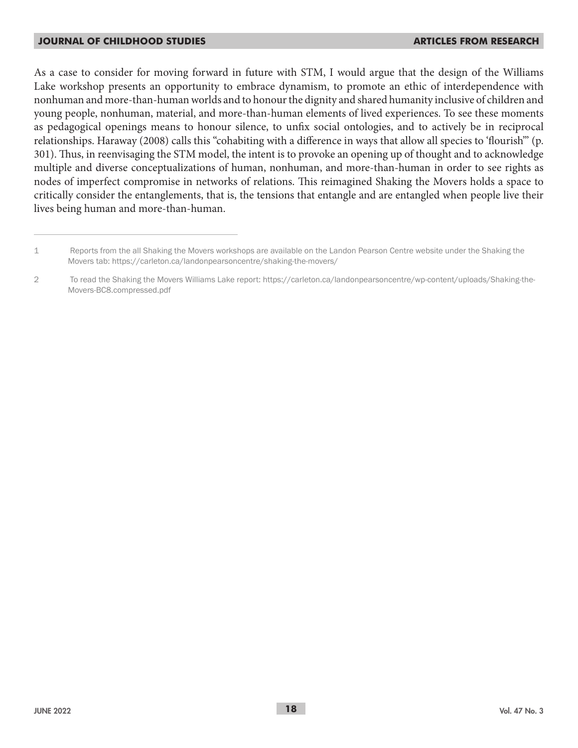As a case to consider for moving forward in future with STM, I would argue that the design of the Williams Lake workshop presents an opportunity to embrace dynamism, to promote an ethic of interdependence with nonhuman and more-than-human worlds and to honour the dignity and shared humanity inclusive of children and young people, nonhuman, material, and more-than-human elements of lived experiences. To see these moments as pedagogical openings means to honour silence, to unfix social ontologies, and to actively be in reciprocal relationships. Haraway (2008) calls this "cohabiting with a difference in ways that allow all species to 'flourish'" (p. 301). Thus, in reenvisaging the STM model, the intent is to provoke an opening up of thought and to acknowledge multiple and diverse conceptualizations of human, nonhuman, and more-than-human in order to see rights as nodes of imperfect compromise in networks of relations. This reimagined Shaking the Movers holds a space to critically consider the entanglements, that is, the tensions that entangle and are entangled when people live their lives being human and more-than-human.

---

1 Reports from the all Shaking the Movers workshops are available on the Landon Pearson Centre website under the Shaking the Movers tab: https://carleton.ca/landonpearsoncentre/shaking-the-movers/

2 To read the Shaking the Movers Williams Lake report: https://carleton.ca/landonpearsoncentre/wp-content/uploads/Shaking-the-Movers-BC8.compressed.pdf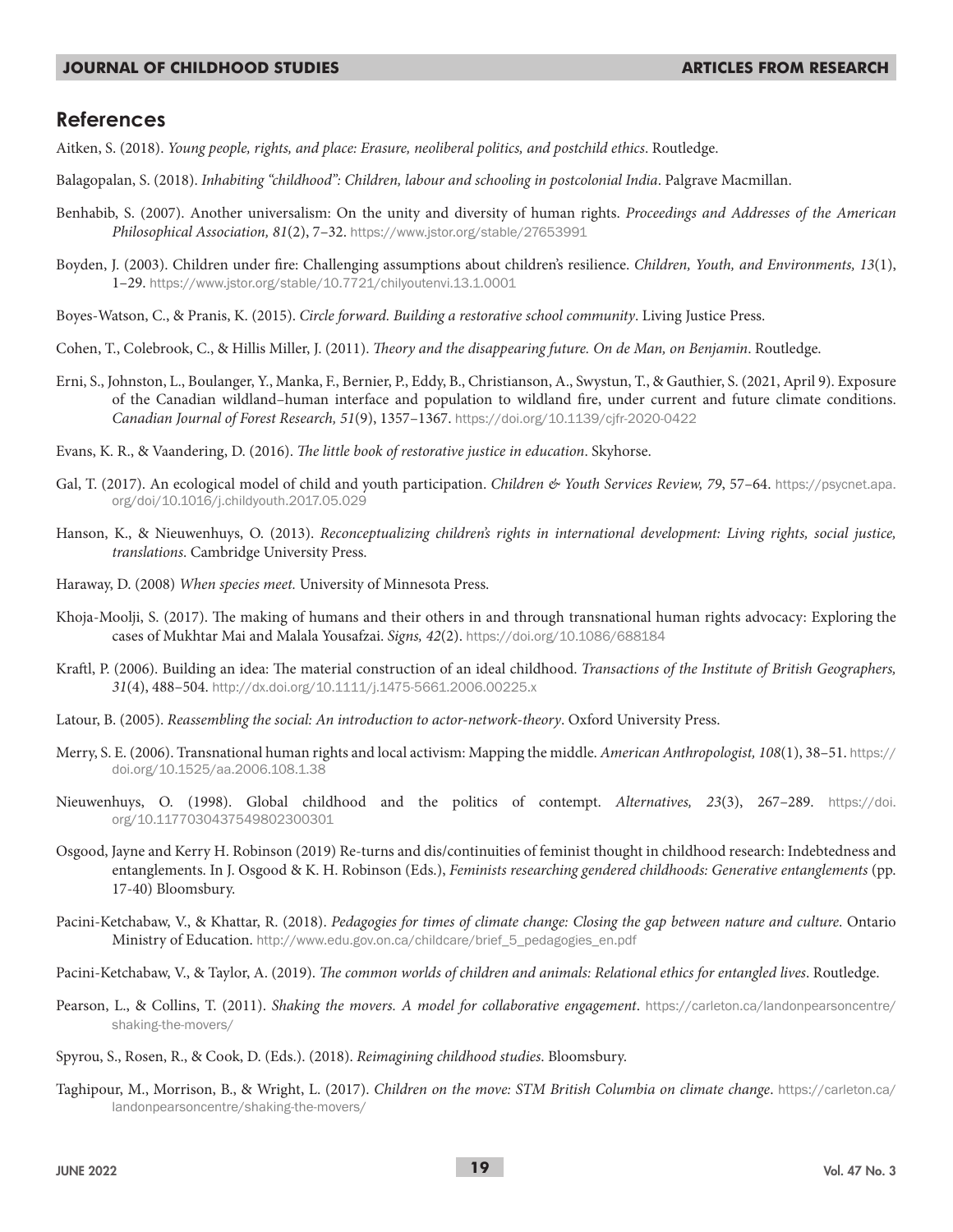## References

Aitken, S. (2018). *Young people, rights, and place: Erasure, neoliberal politics, and postchild ethics*. Routledge.

Balagopalan, S. (2018). *Inhabiting "childhood": Children, labour and schooling in postcolonial India*. Palgrave Macmillan.

Benhabib, S. (2007). Another universalism: On the unity and diversity of human rights. *Proceedings and Addresses of the American Philosophical Association, 81*(2), 7–32. https://www.jstor.org/stable/27653991

Boyden, J. (2003). Children under fire: Challenging assumptions about children's resilience. *Children, Youth, and Environments, 13*(1), 1–29. https://www.jstor.org/stable/10.7721/chilyoutenvi.13.1.0001

Boyes-Watson, C., & Pranis, K. (2015). *Circle forward. Building a restorative school community*. Living Justice Press.

Cohen, T., Colebrook, C., & Hillis Miller, J. (2011). *Theory and the disappearing future. On de Man, on Benjamin*. Routledge.

Erni, S., Johnston, L., Boulanger, Y., Manka, F., Bernier, P., Eddy, B., Christianson, A., Swystun, T., & Gauthier, S. (2021, April 9). Exposure of the Canadian wildland–human interface and population to wildland fire, under current and future climate conditions. *Canadian Journal of Forest Research, 51*(9), 1357–1367. https://doi.org/10.1139/cjfr-2020-0422

Evans, K. R., & Vaandering, D. (2016). *The little book of restorative justice in education*. Skyhorse.

Gal, T. (2017). An ecological model of child and youth participation. *Children & Youth Services Review, 79*, 57–64. https://psycnet.apa.org/doi/10.1016/j.childyouth.2017.05.029

Hanson, K., & Nieuwenhuys, O. (2013). *Reconceptualizing children's rights in international development: Living rights, social justice, translations*. Cambridge University Press.

Haraway, D. (2008) *When species meet.* University of Minnesota Press.

Khoja-Moolji, S. (2017). The making of humans and their others in and through transnational human rights advocacy: Exploring the cases of Mukhtar Mai and Malala Yousafzai. *Signs, 42*(2). https://doi.org/10.1086/688184

Kraftl, P. (2006). Building an idea: The material construction of an ideal childhood. *Transactions of the Institute of British Geographers, 31*(4), 488–504. http://dx.doi.org/10.1111/j.1475-5661.2006.00225.x

Latour, B. (2005). *Reassembling the social: An introduction to actor-network-theory*. Oxford University Press.

Merry, S. E. (2006). Transnational human rights and local activism: Mapping the middle. *American Anthropologist, 108*(1), 38–51. https://doi.org/10.1525/aa.2006.108.1.38

Nieuwenhuys, O. (1998). Global childhood and the politics of contempt. *Alternatives, 23*(3), 267–289. https://doi.org/10.1177030437549802300301

Osgood, Jayne and Kerry H. Robinson (2019) Re-turns and dis/continuities of feminist thought in childhood research: Indebtedness and entanglements. In J. Osgood & K. H. Robinson (Eds.), *Feminists researching gendered childhoods: Generative entanglements* (pp. 17-40) Bloomsbury.

Pacini-Ketchabaw, V., & Khattar, R. (2018). *Pedagogies for times of climate change: Closing the gap between nature and culture*. Ontario Ministry of Education. http://www.edu.gov.on.ca/childcare/brief_5_pedagogies_en.pdf

Pacini-Ketchabaw, V., & Taylor, A. (2019). *The common worlds of children and animals: Relational ethics for entangled lives*. Routledge.

Pearson, L., & Collins, T. (2011). *Shaking the movers. A model for collaborative engagement*. https://carleton.ca/landonpearsoncentre/shaking-the-movers/

Spyrou, S., Rosen, R., & Cook, D. (Eds.). (2018). *Reimagining childhood studies*. Bloomsbury.

Taghipour, M., Morrison, B., & Wright, L. (2017). *Children on the move: STM British Columbia on climate change*. https://carleton.ca/landonpearsoncentre/shaking-the-movers/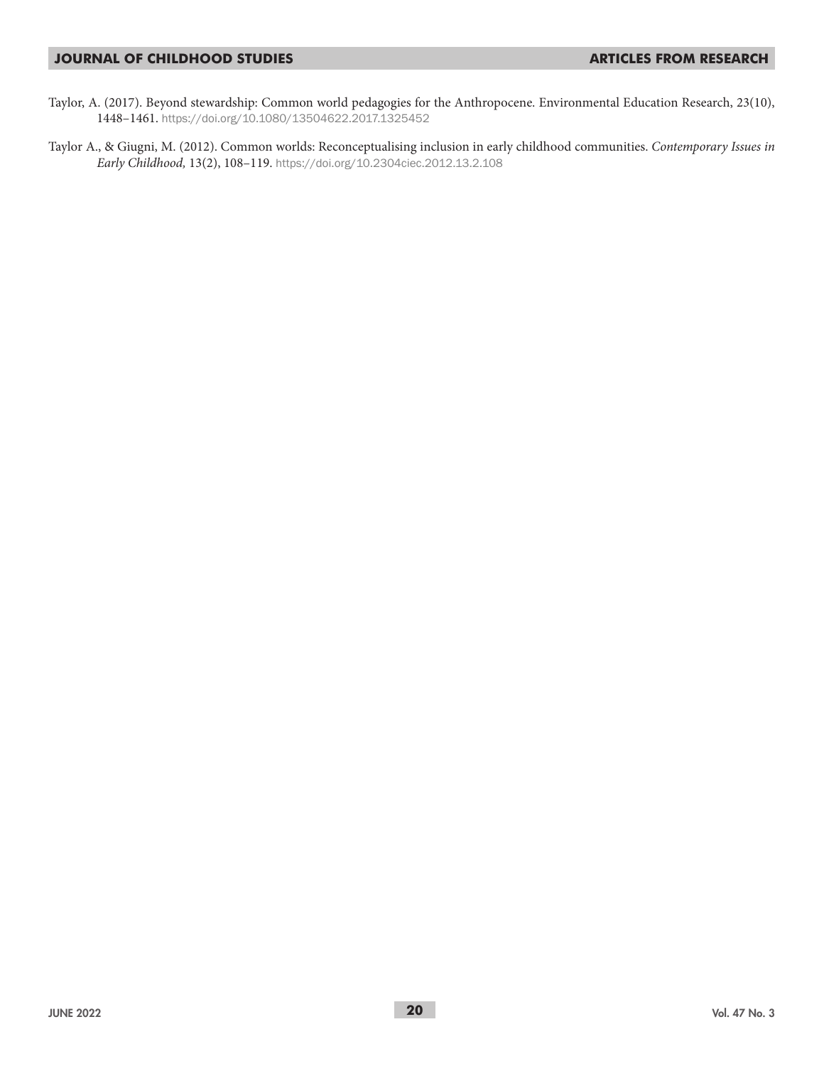Taylor, A. (2017). Beyond stewardship: Common world pedagogies for the Anthropocene. Environmental Education Research, 23(10), 1448–1461. https://doi.org/10.1080/13504622.2017.1325452

Taylor A., & Giugni, M. (2012). Common worlds: Reconceptualising inclusion in early childhood communities. *Contemporary Issues in Early Childhood,* 13(2), 108–119. https://doi.org/10.2304ciec.2012.13.2.108